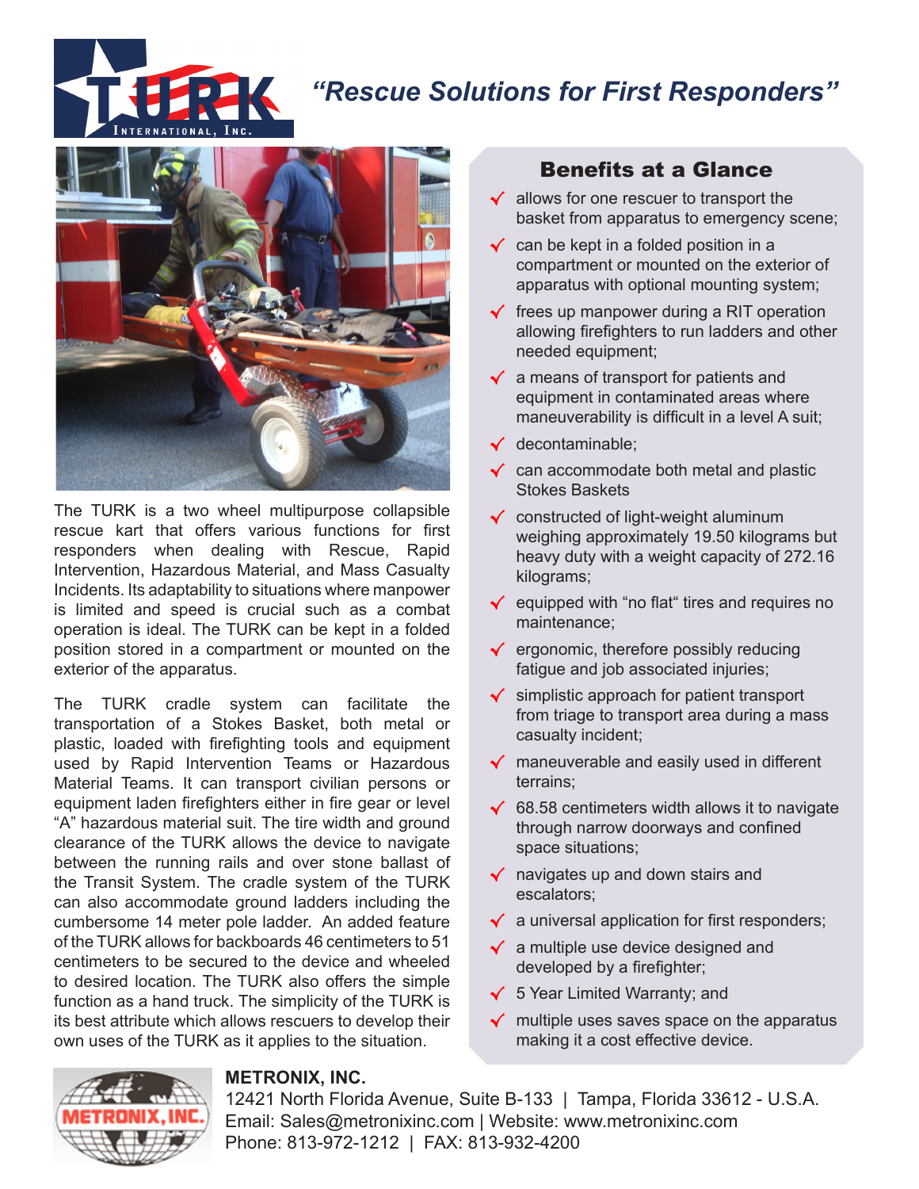# TURK International, Inc.

*"Rescue Solutions for First Responders"*

The TURK is a two wheel multipurpose collapsible rescue kart that offers various functions for first responders when dealing with Rescue, Rapid Intervention, Hazardous Material, and Mass Casualty Incidents. Its adaptability to situations where manpower is limited and speed is crucial such as a combat operation is ideal. The TURK can be kept in a folded position stored in a compartment or mounted on the exterior of the apparatus.

The TURK cradle system can facilitate the transportation of a Stokes Basket, both metal or plastic, loaded with firefighting tools and equipment used by Rapid Intervention Teams or Hazardous Material Teams. It can transport civilian persons or equipment laden firefighters either in fire gear or level "A" hazardous material suit. The tire width and ground clearance of the TURK allows the device to navigate between the running rails and over stone ballast of the Transit System. The cradle system of the TURK can also accommodate ground ladders including the cumbersome 14 meter pole ladder. An added feature of the TURK allows for backboards 46 centimeters to 51 centimeters to be secured to the device and wheeled to desired location. The TURK also offers the simple function as a hand truck. The simplicity of the TURK is its best attribute which allows rescuers to develop their own uses of the TURK as it applies to the situation.

## Benefits at a Glance

- ✓ allows for one rescuer to transport the basket from apparatus to emergency scene;
- ✓ can be kept in a folded position in a compartment or mounted on the exterior of apparatus with optional mounting system;
- ✓ frees up manpower during a RIT operation allowing firefighters to run ladders and other needed equipment;
- ✓ a means of transport for patients and equipment in contaminated areas where maneuverability is difficult in a level A suit;
- ✓ decontaminable;
- ✓ can accommodate both metal and plastic Stokes Baskets
- ✓ constructed of light-weight aluminum weighing approximately 19.50 kilograms but heavy duty with a weight capacity of 272.16 kilograms;
- ✓ equipped with "no flat" tires and requires no maintenance;
- ✓ ergonomic, therefore possibly reducing fatigue and job associated injuries;
- ✓ simplistic approach for patient transport from triage to transport area during a mass casualty incident;
- ✓ maneuverable and easily used in different terrains;
- ✓ 68.58 centimeters width allows it to navigate through narrow doorways and confined space situations;
- ✓ navigates up and down stairs and escalators;
- ✓ a universal application for first responders;
- ✓ a multiple use device designed and developed by a firefighter;
- ✓ 5 Year Limited Warranty; and
- ✓ multiple uses saves space on the apparatus making it a cost effective device.

**METRONIX, INC.**
12421 North Florida Avenue, Suite B-133 | Tampa, Florida 33612 - U.S.A.
Email: Sales@metronixinc.com | Website: www.metronixinc.com
Phone: 813-972-1212 | FAX: 813-932-4200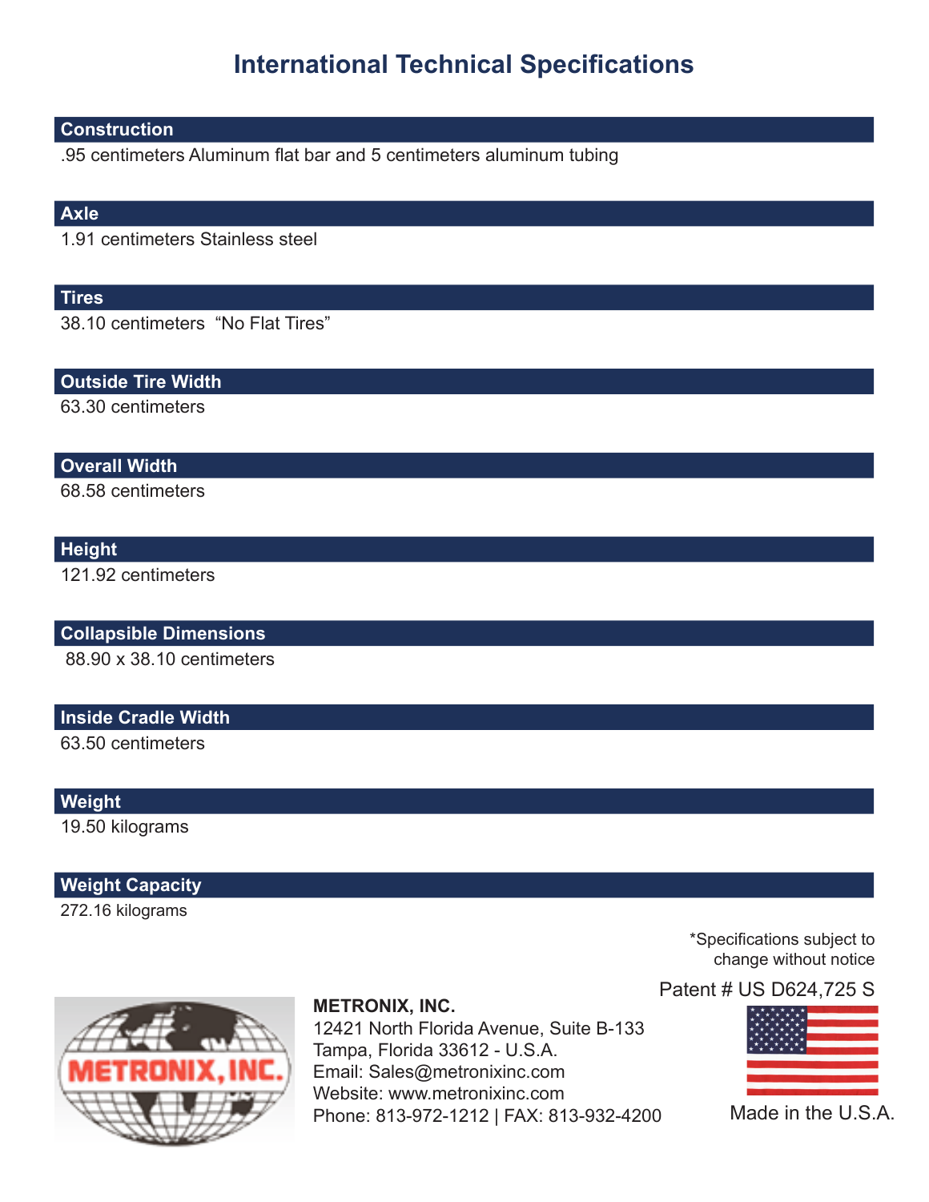# International Technical Specifications

## Construction

.95 centimeters Aluminum flat bar and 5 centimeters aluminum tubing

## Axle

1.91 centimeters Stainless steel

## Tires

38.10 centimeters "No Flat Tires"

## Outside Tire Width

63.30 centimeters

## Overall Width

68.58 centimeters

## Height

121.92 centimeters

## Collapsible Dimensions

88.90 x 38.10 centimeters

## Inside Cradle Width

63.50 centimeters

## Weight

19.50 kilograms

## Weight Capacity

272.16 kilograms

*Specifications subject to change without notice

Patent # US D624,725 S

**METRONIX, INC.**
12421 North Florida Avenue, Suite B-133
Tampa, Florida 33612 - U.S.A.
Email: Sales@metronixinc.com
Website: www.metronixinc.com
Phone: 813-972-1212 | FAX: 813-932-4200

Made in the U.S.A.